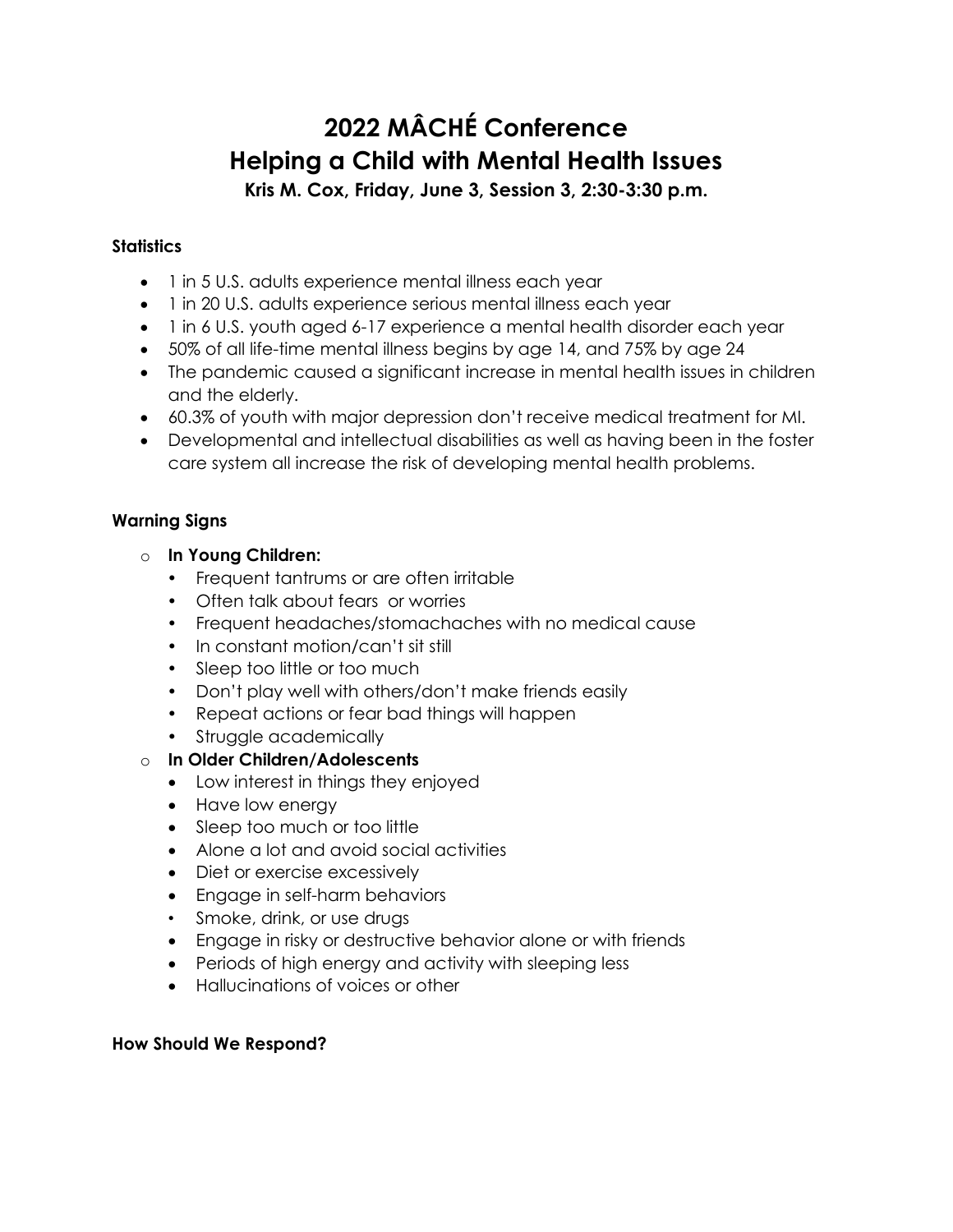# 2022 MÂCHÉ Conference
# Helping a Child with Mental Health Issues

**Kris M. Cox, Friday, June 3, Session 3, 2:30-3:30 p.m.**

**Statistics**

- 1 in 5 U.S. adults experience mental illness each year
- 1 in 20 U.S. adults experience serious mental illness each year
- 1 in 6 U.S. youth aged 6-17 experience a mental health disorder each year
- 50% of all life-time mental illness begins by age 14, and 75% by age 24
- The pandemic caused a significant increase in mental health issues in children and the elderly.
- 60.3% of youth with major depression don't receive medical treatment for MI.
- Developmental and intellectual disabilities as well as having been in the foster care system all increase the risk of developing mental health problems.

**Warning Signs**

- **In Young Children:**
  - Frequent tantrums or are often irritable
  - Often talk about fears or worries
  - Frequent headaches/stomachaches with no medical cause
  - In constant motion/can't sit still
  - Sleep too little or too much
  - Don't play well with others/don't make friends easily
  - Repeat actions or fear bad things will happen
  - Struggle academically
- **In Older Children/Adolescents**
  - Low interest in things they enjoyed
  - Have low energy
  - Sleep too much or too little
  - Alone a lot and avoid social activities
  - Diet or exercise excessively
  - Engage in self-harm behaviors
  - Smoke, drink, or use drugs
  - Engage in risky or destructive behavior alone or with friends
  - Periods of high energy and activity with sleeping less
  - Hallucinations of voices or other

**How Should We Respond?**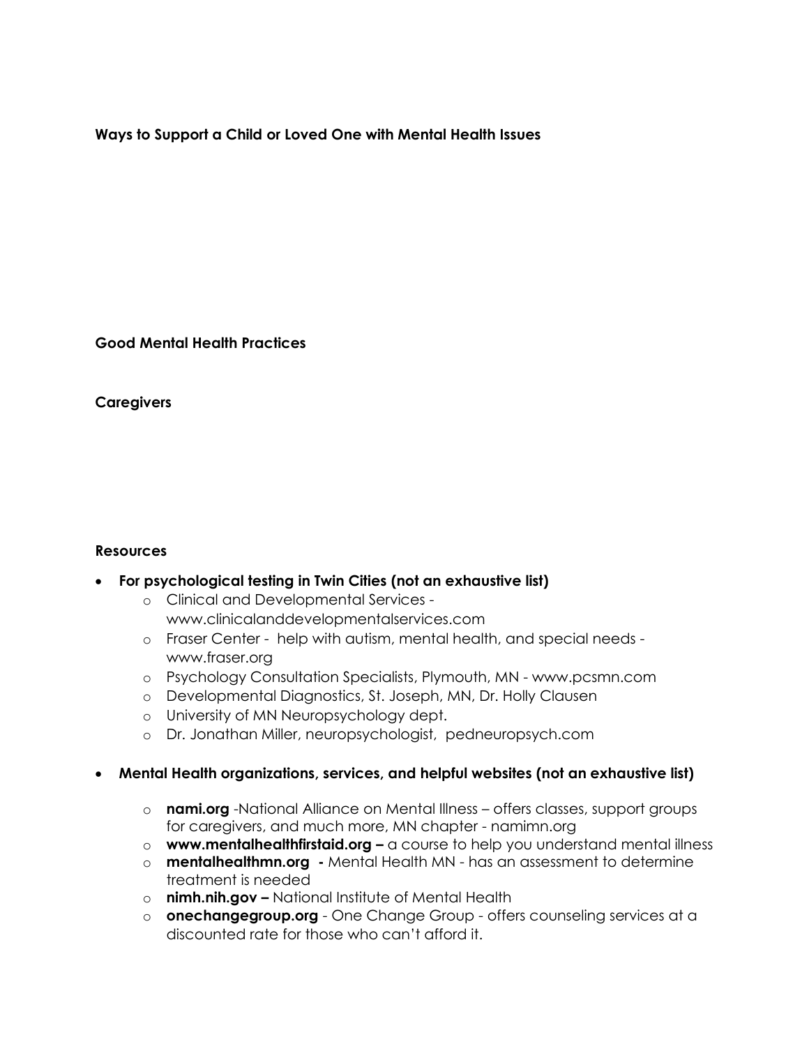**Ways to Support a Child or Loved One with Mental Health Issues**

**Good Mental Health Practices**

**Caregivers**

**Resources**

- **For psychological testing in Twin Cities (not an exhaustive list)**
    - Clinical and Developmental Services - www.clinicalanddevelopmentalservices.com
    - Fraser Center - help with autism, mental health, and special needs - www.fraser.org
    - Psychology Consultation Specialists, Plymouth, MN - www.pcsmn.com
    - Developmental Diagnostics, St. Joseph, MN, Dr. Holly Clausen
    - University of MN Neuropsychology dept.
    - Dr. Jonathan Miller, neuropsychologist, pedneuropsych.com

- **Mental Health organizations, services, and helpful websites (not an exhaustive list)**
    - **nami.org** -National Alliance on Mental Illness – offers classes, support groups for caregivers, and much more, MN chapter - namimn.org
    - **www.mentalhealthfirstaid.org –** a course to help you understand mental illness
    - **mentalhealthmn.org -** Mental Health MN - has an assessment to determine treatment is needed
    - **nimh.nih.gov –** National Institute of Mental Health
    - **onechangegroup.org** - One Change Group - offers counseling services at a discounted rate for those who can't afford it.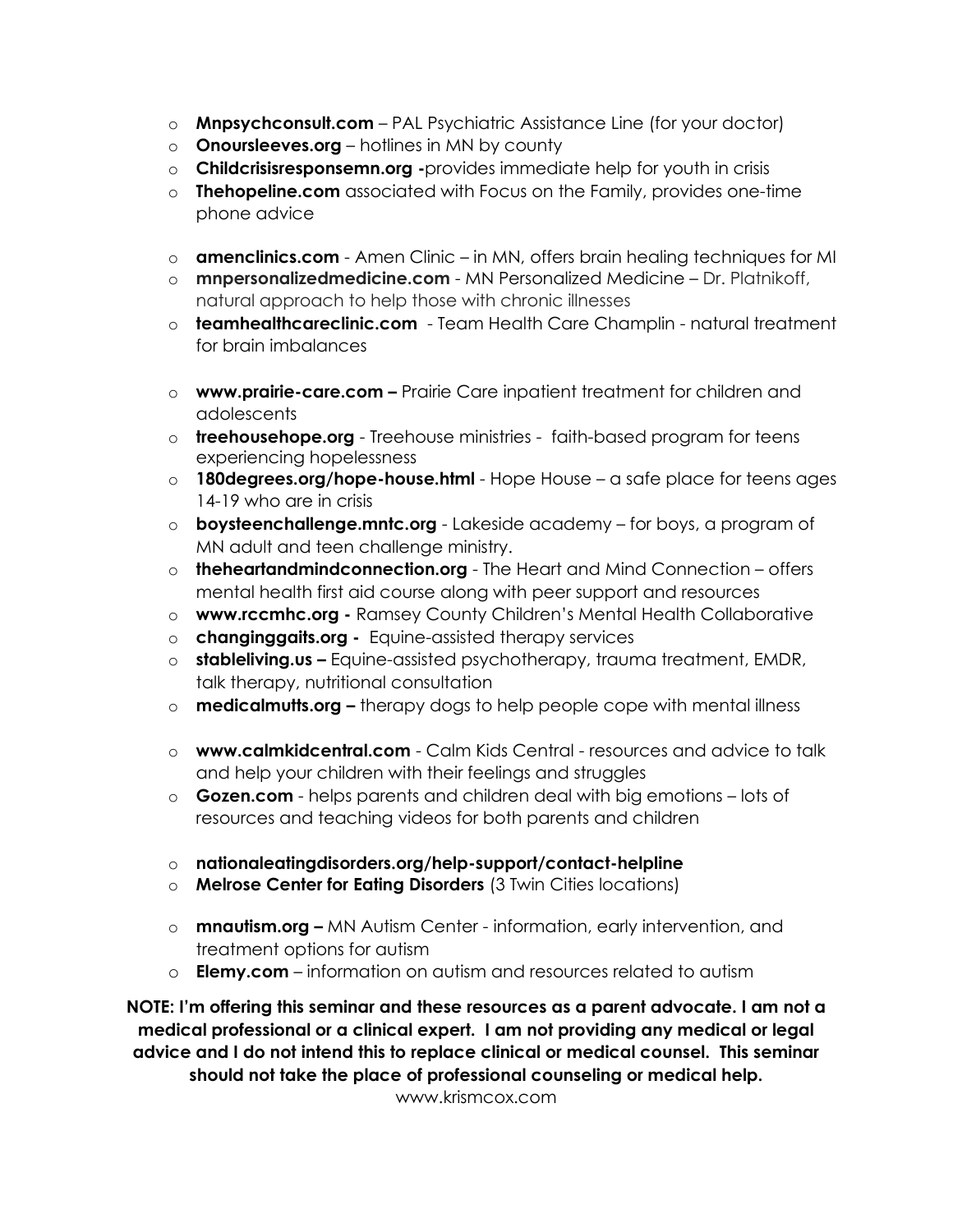- **Mnpsychconsult.com** – PAL Psychiatric Assistance Line (for your doctor)
- **Onoursleeves.org** – hotlines in MN by county
- **Childcrisisresponsemn.org** -provides immediate help for youth in crisis
- **Thehopeline.com** associated with Focus on the Family, provides one-time phone advice

- **amenclinics.com** - Amen Clinic – in MN, offers brain healing techniques for MI
- **mnpersonalizedmedicine.com** - MN Personalized Medicine – Dr. Platnikoff, natural approach to help those with chronic illnesses
- **teamhealthcareclinic.com** - Team Health Care Champlin - natural treatment for brain imbalances

- **www.prairie-care.com –** Prairie Care inpatient treatment for children and adolescents
- **treehousehope.org** - Treehouse ministries - faith-based program for teens experiencing hopelessness
- **180degrees.org/hope-house.html** - Hope House – a safe place for teens ages 14-19 who are in crisis
- **boysteenchallenge.mntc.org** - Lakeside academy – for boys, a program of MN adult and teen challenge ministry.
- **theheartandmindconnection.org** - The Heart and Mind Connection – offers mental health first aid course along with peer support and resources
- **www.rccmhc.org -** Ramsey County Children's Mental Health Collaborative
- **changinggaits.org -** Equine-assisted therapy services
- **stableliving.us –** Equine-assisted psychotherapy, trauma treatment, EMDR, talk therapy, nutritional consultation
- **medicalmutts.org –** therapy dogs to help people cope with mental illness

- **www.calmkidcentral.com** - Calm Kids Central - resources and advice to talk and help your children with their feelings and struggles
- **Gozen.com** - helps parents and children deal with big emotions – lots of resources and teaching videos for both parents and children

- **nationaleatingdisorders.org/help-support/contact-helpline**
- **Melrose Center for Eating Disorders** (3 Twin Cities locations)

- **mnautism.org –** MN Autism Center - information, early intervention, and treatment options for autism
- **Elemy.com** – information on autism and resources related to autism

**NOTE: I'm offering this seminar and these resources as a parent advocate. I am not a medical professional or a clinical expert. I am not providing any medical or legal advice and I do not intend this to replace clinical or medical counsel. This seminar should not take the place of professional counseling or medical help.**

www.krismcox.com